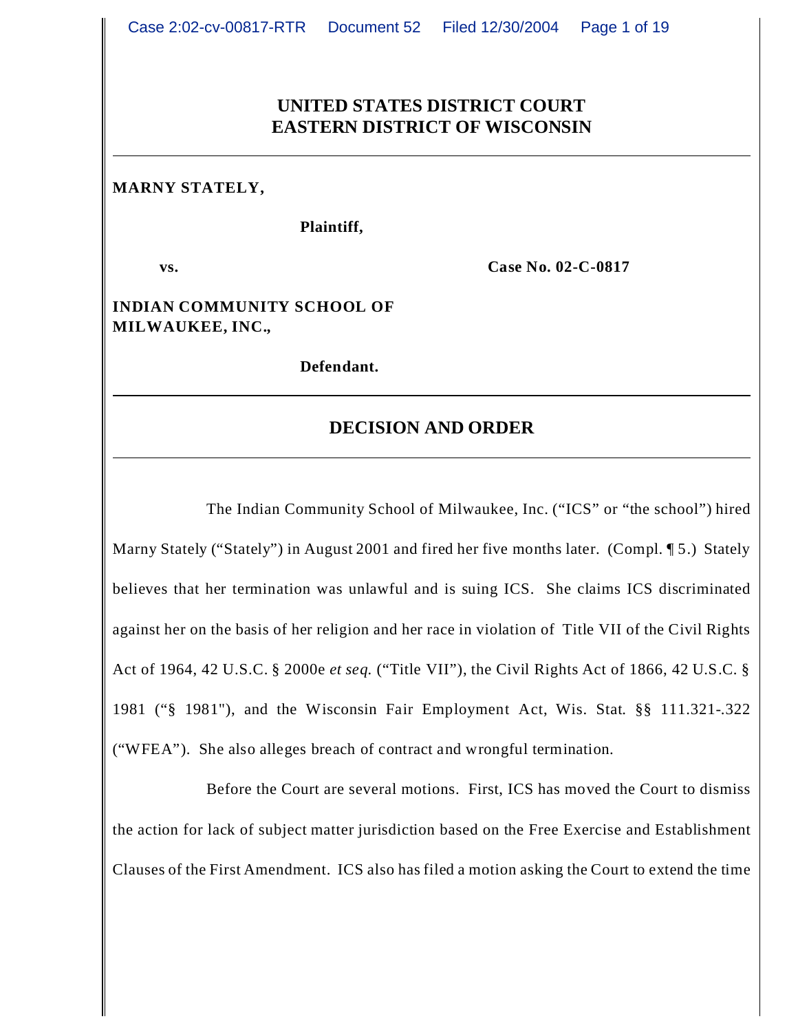# UNITED STATES DISTRICT COURT
# EASTERN DISTRICT OF WISCONSIN

---

**MARNY STATELY,**

**Plaintiff,**

**vs.** **Case No. 02-C-0817**

**INDIAN COMMUNITY SCHOOL OF MILWAUKEE, INC.,**

**Defendant.**

---

## DECISION AND ORDER

---

The Indian Community School of Milwaukee, Inc. ("ICS" or "the school") hired Marny Stately ("Stately") in August 2001 and fired her five months later. (Compl. ¶ 5.) Stately believes that her termination was unlawful and is suing ICS. She claims ICS discriminated against her on the basis of her religion and her race in violation of Title VII of the Civil Rights Act of 1964, 42 U.S.C. § 2000e *et seq.* ("Title VII"), the Civil Rights Act of 1866, 42 U.S.C. § 1981 ("§ 1981"), and the Wisconsin Fair Employment Act, Wis. Stat. §§ 111.321-.322 ("WFEA"). She also alleges breach of contract and wrongful termination.

Before the Court are several motions. First, ICS has moved the Court to dismiss the action for lack of subject matter jurisdiction based on the Free Exercise and Establishment Clauses of the First Amendment. ICS also has filed a motion asking the Court to extend the time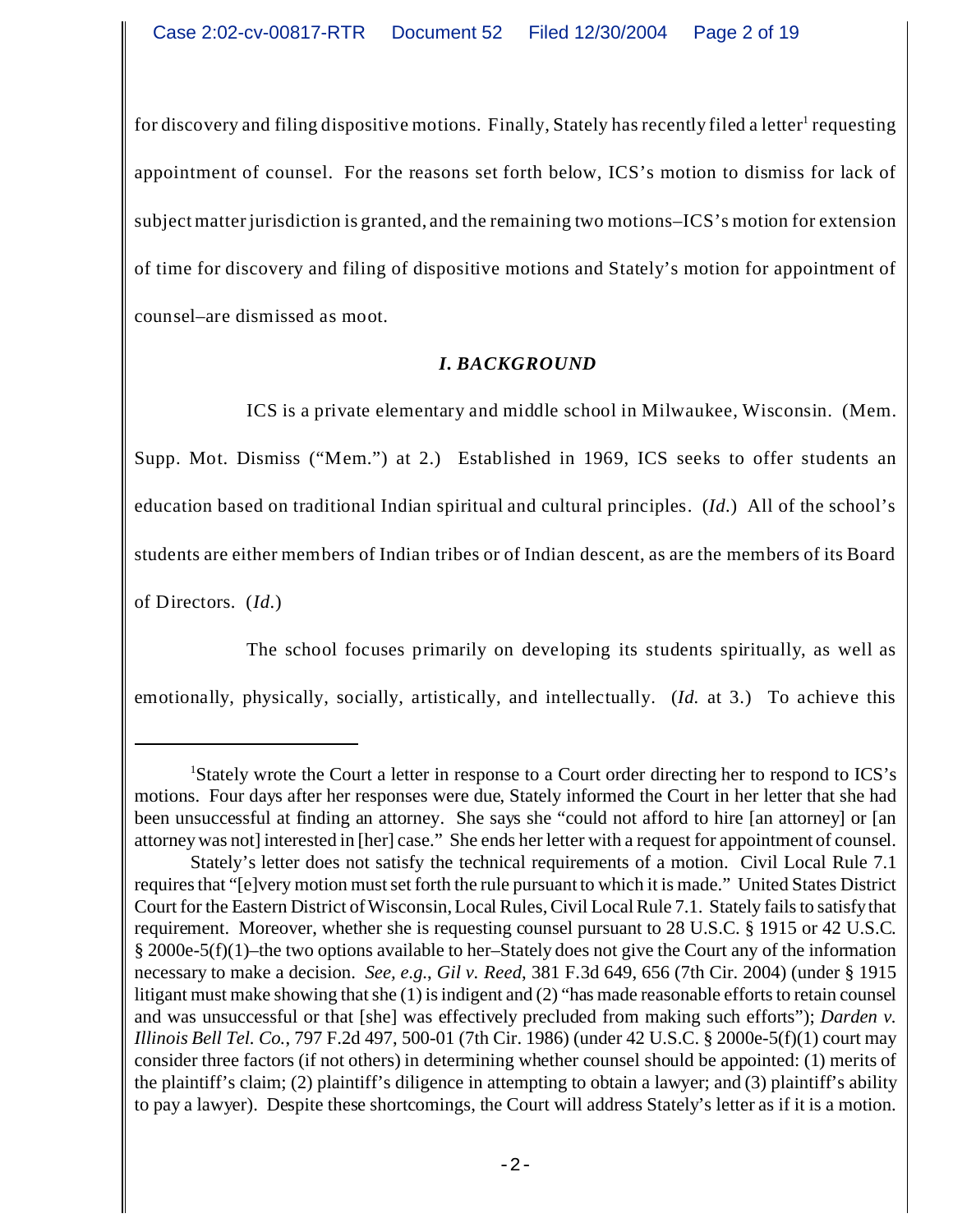for discovery and filing dispositive motions. Finally, Stately has recently filed a letter[1] requesting appointment of counsel. For the reasons set forth below, ICS's motion to dismiss for lack of subject matter jurisdiction is granted, and the remaining two motions–ICS's motion for extension of time for discovery and filing of dispositive motions and Stately's motion for appointment of counsel–are dismissed as moot.

### *I. BACKGROUND*

ICS is a private elementary and middle school in Milwaukee, Wisconsin. (Mem. Supp. Mot. Dismiss ("Mem.") at 2.) Established in 1969, ICS seeks to offer students an education based on traditional Indian spiritual and cultural principles. (*Id.*) All of the school's students are either members of Indian tribes or of Indian descent, as are the members of its Board of Directors. (*Id.*)

The school focuses primarily on developing its students spiritually, as well as emotionally, physically, socially, artistically, and intellectually. (*Id.* at 3.) To achieve this

---

[1]Stately wrote the Court a letter in response to a Court order directing her to respond to ICS's motions. Four days after her responses were due, Stately informed the Court in her letter that she had been unsuccessful at finding an attorney. She says she "could not afford to hire [an attorney] or [an attorney was not] interested in [her] case." She ends her letter with a request for appointment of counsel.

Stately's letter does not satisfy the technical requirements of a motion. Civil Local Rule 7.1 requires that "[e]very motion must set forth the rule pursuant to which it is made." United States District Court for the Eastern District of Wisconsin, Local Rules, Civil Local Rule 7.1. Stately fails to satisfy that requirement. Moreover, whether she is requesting counsel pursuant to 28 U.S.C. § 1915 or 42 U.S.C. § 2000e-5(f)(1)–the two options available to her–Stately does not give the Court any of the information necessary to make a decision. *See, e.g.*, *Gil v. Reed*, 381 F.3d 649, 656 (7th Cir. 2004) (under § 1915 litigant must make showing that she (1) is indigent and (2) "has made reasonable efforts to retain counsel and was unsuccessful or that [she] was effectively precluded from making such efforts"); *Darden v. Illinois Bell Tel. Co.*, 797 F.2d 497, 500-01 (7th Cir. 1986) (under 42 U.S.C. § 2000e-5(f)(1) court may consider three factors (if not others) in determining whether counsel should be appointed: (1) merits of the plaintiff's claim; (2) plaintiff's diligence in attempting to obtain a lawyer; and (3) plaintiff's ability to pay a lawyer). Despite these shortcomings, the Court will address Stately's letter as if it is a motion.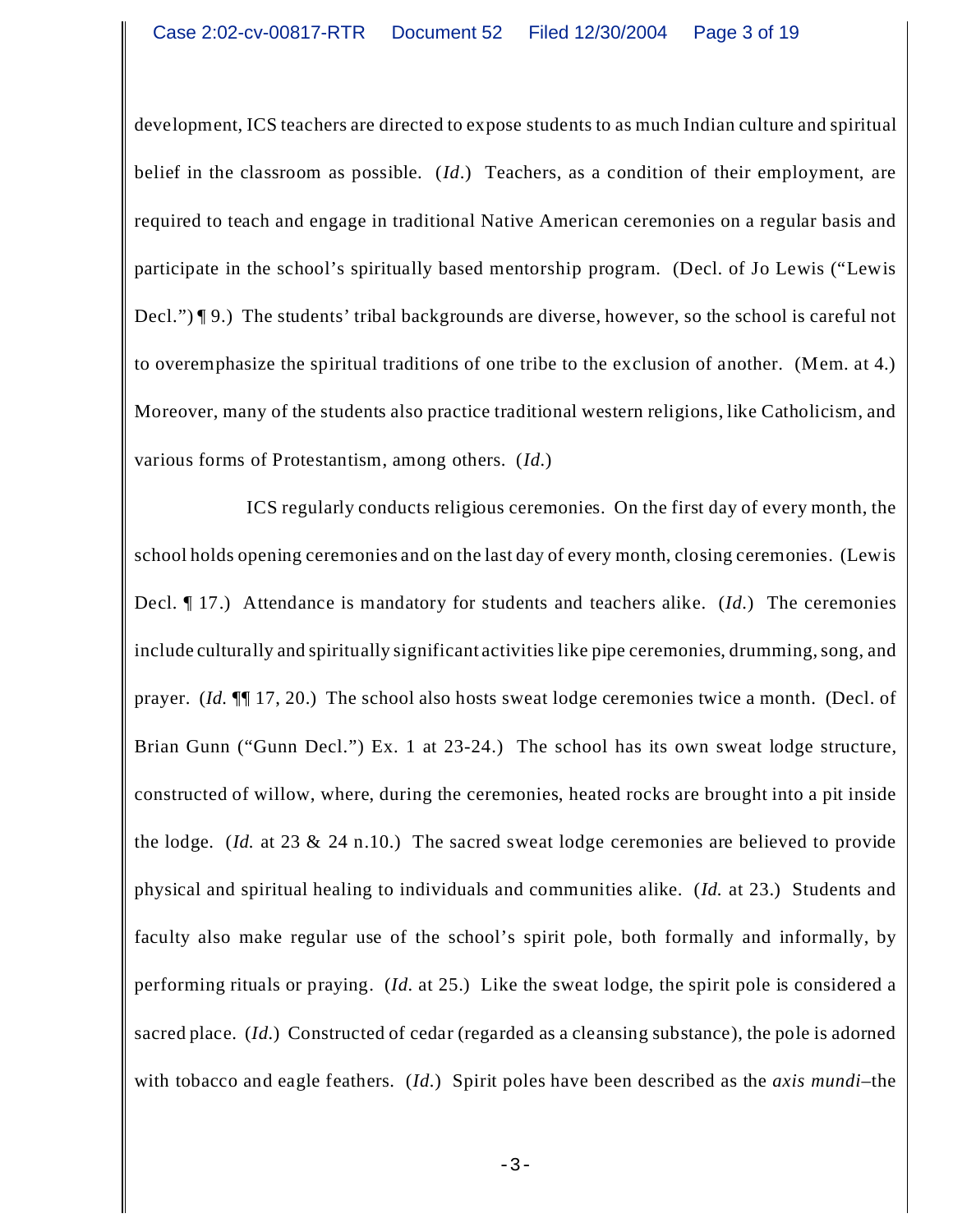development, ICS teachers are directed to expose students to as much Indian culture and spiritual belief in the classroom as possible. (*Id*.) Teachers, as a condition of their employment, are required to teach and engage in traditional Native American ceremonies on a regular basis and participate in the school's spiritually based mentorship program. (Decl. of Jo Lewis ("Lewis Decl.") ¶ 9.) The students' tribal backgrounds are diverse, however, so the school is careful not to overemphasize the spiritual traditions of one tribe to the exclusion of another. (Mem. at 4.) Moreover, many of the students also practice traditional western religions, like Catholicism, and various forms of Protestantism, among others. (*Id*.)

ICS regularly conducts religious ceremonies. On the first day of every month, the school holds opening ceremonies and on the last day of every month, closing ceremonies. (Lewis Decl. ¶ 17.) Attendance is mandatory for students and teachers alike. (*Id*.) The ceremonies include culturally and spiritually significant activities like pipe ceremonies, drumming, song, and prayer. (*Id.* ¶¶ 17, 20.) The school also hosts sweat lodge ceremonies twice a month. (Decl. of Brian Gunn ("Gunn Decl.") Ex. 1 at 23-24.) The school has its own sweat lodge structure, constructed of willow, where, during the ceremonies, heated rocks are brought into a pit inside the lodge. (*Id.* at 23 & 24 n.10.) The sacred sweat lodge ceremonies are believed to provide physical and spiritual healing to individuals and communities alike. (*Id.* at 23.) Students and faculty also make regular use of the school's spirit pole, both formally and informally, by performing rituals or praying. (*Id.* at 25.) Like the sweat lodge, the spirit pole is considered a sacred place. (*Id*.) Constructed of cedar (regarded as a cleansing substance), the pole is adorned with tobacco and eagle feathers. (*Id*.) Spirit poles have been described as the *axis mundi*–the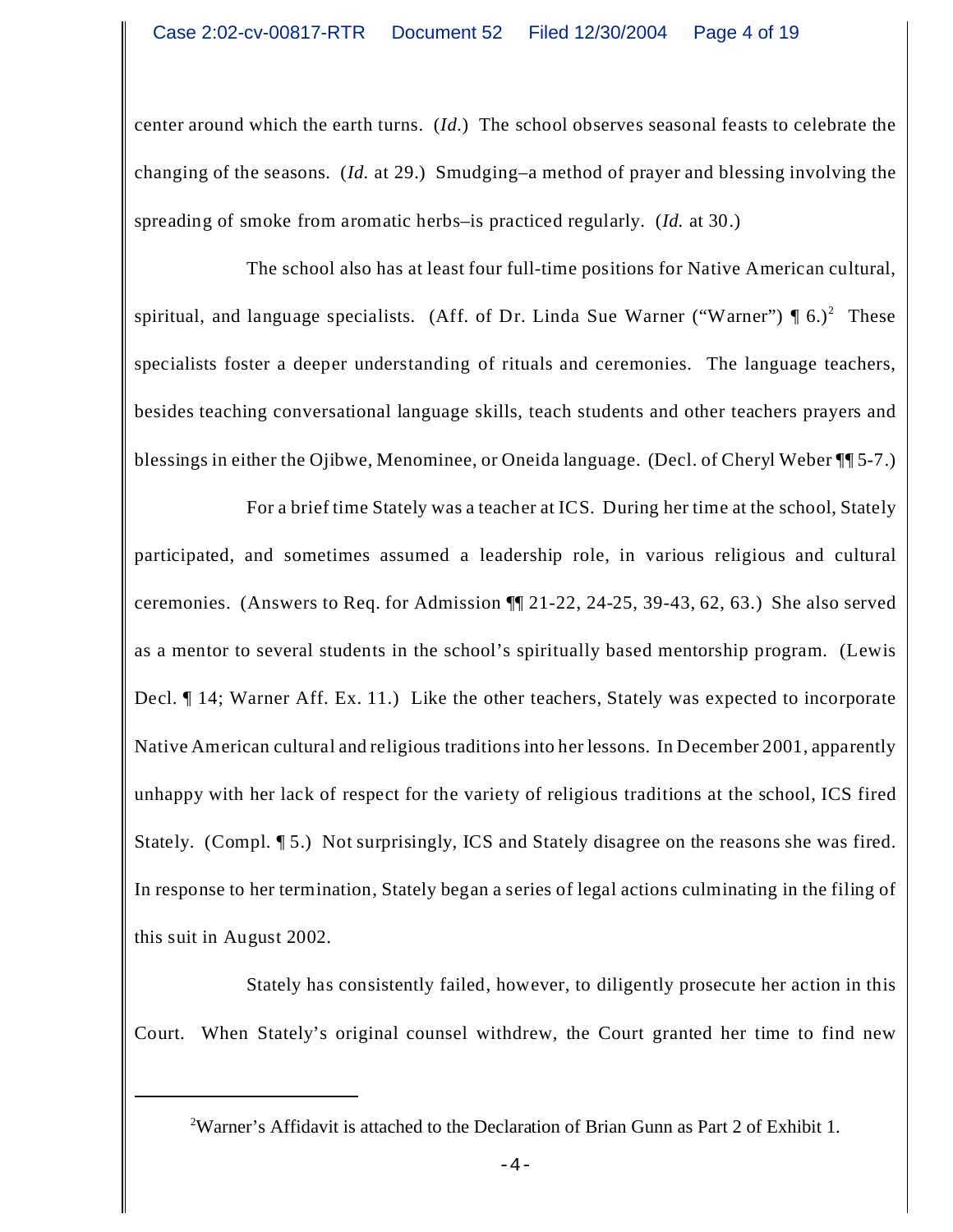center around which the earth turns. (*Id.*) The school observes seasonal feasts to celebrate the changing of the seasons. (*Id.* at 29.) Smudging–a method of prayer and blessing involving the spreading of smoke from aromatic herbs–is practiced regularly. (*Id.* at 30.)

The school also has at least four full-time positions for Native American cultural, spiritual, and language specialists. (Aff. of Dr. Linda Sue Warner ("Warner") ¶ 6.)[2] These specialists foster a deeper understanding of rituals and ceremonies. The language teachers, besides teaching conversational language skills, teach students and other teachers prayers and blessings in either the Ojibwe, Menominee, or Oneida language. (Decl. of Cheryl Weber ¶¶ 5-7.)

For a brief time Stately was a teacher at ICS. During her time at the school, Stately participated, and sometimes assumed a leadership role, in various religious and cultural ceremonies. (Answers to Req. for Admission ¶¶ 21-22, 24-25, 39-43, 62, 63.) She also served as a mentor to several students in the school's spiritually based mentorship program. (Lewis Decl. ¶ 14; Warner Aff. Ex. 11.) Like the other teachers, Stately was expected to incorporate Native American cultural and religious traditions into her lessons. In December 2001, apparently unhappy with her lack of respect for the variety of religious traditions at the school, ICS fired Stately. (Compl. ¶ 5.) Not surprisingly, ICS and Stately disagree on the reasons she was fired. In response to her termination, Stately began a series of legal actions culminating in the filing of this suit in August 2002.

Stately has consistently failed, however, to diligently prosecute her action in this Court. When Stately's original counsel withdrew, the Court granted her time to find new

---

[2] Warner's Affidavit is attached to the Declaration of Brian Gunn as Part 2 of Exhibit 1.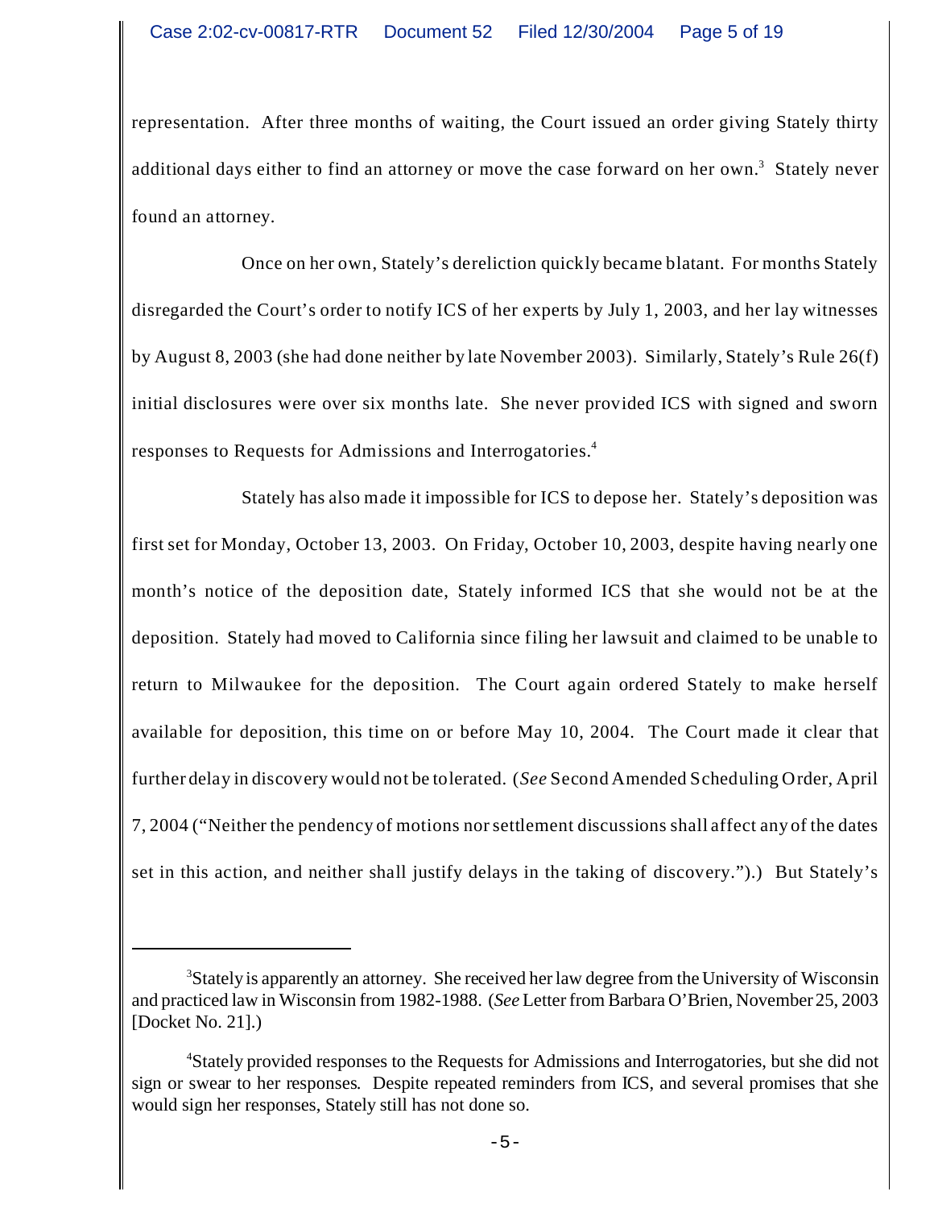representation. After three months of waiting, the Court issued an order giving Stately thirty additional days either to find an attorney or move the case forward on her own.[3] Stately never found an attorney.

Once on her own, Stately's dereliction quickly became blatant. For months Stately disregarded the Court's order to notify ICS of her experts by July 1, 2003, and her lay witnesses by August 8, 2003 (she had done neither by late November 2003). Similarly, Stately's Rule 26(f) initial disclosures were over six months late. She never provided ICS with signed and sworn responses to Requests for Admissions and Interrogatories.[4]

Stately has also made it impossible for ICS to depose her. Stately's deposition was first set for Monday, October 13, 2003. On Friday, October 10, 2003, despite having nearly one month's notice of the deposition date, Stately informed ICS that she would not be at the deposition. Stately had moved to California since filing her lawsuit and claimed to be unable to return to Milwaukee for the deposition. The Court again ordered Stately to make herself available for deposition, this time on or before May 10, 2004. The Court made it clear that further delay in discovery would not be tolerated. (*See* Second Amended Scheduling Order, April 7, 2004 ("Neither the pendency of motions nor settlement discussions shall affect any of the dates set in this action, and neither shall justify delays in the taking of discovery.").) But Stately's

---

[3] Stately is apparently an attorney. She received her law degree from the University of Wisconsin and practiced law in Wisconsin from 1982-1988. (*See* Letter from Barbara O'Brien, November 25, 2003 [Docket No. 21].)

[4] Stately provided responses to the Requests for Admissions and Interrogatories, but she did not sign or swear to her responses. Despite repeated reminders from ICS, and several promises that she would sign her responses, Stately still has not done so.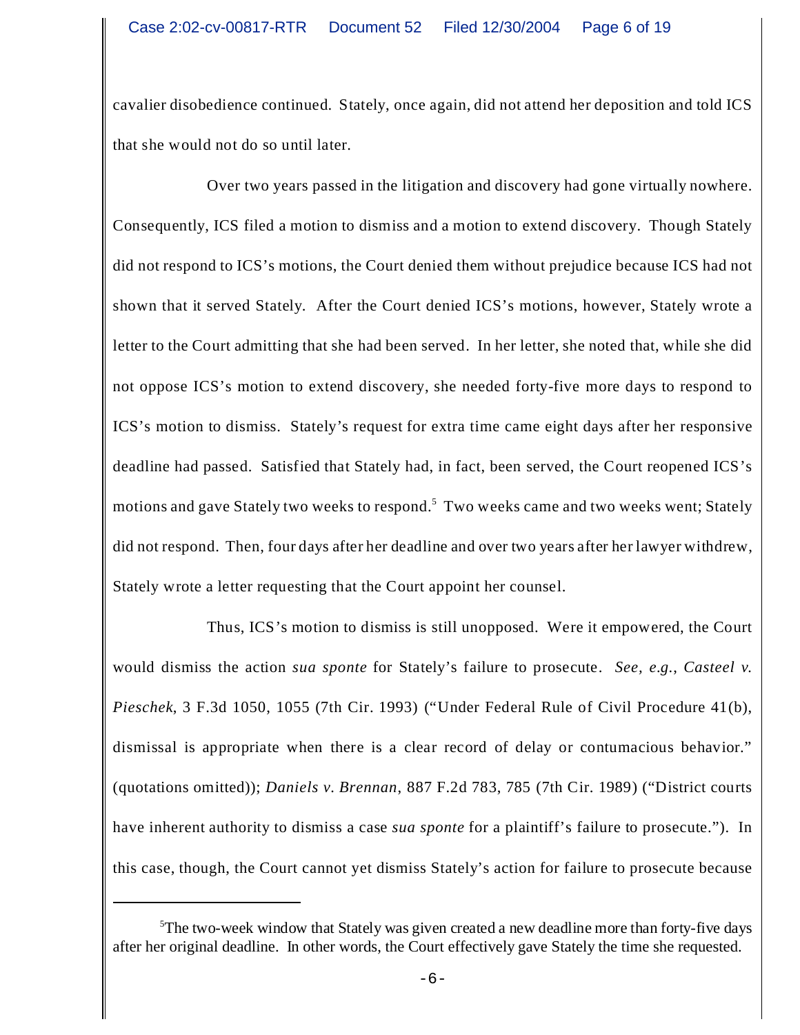cavalier disobedience continued. Stately, once again, did not attend her deposition and told ICS that she would not do so until later.

Over two years passed in the litigation and discovery had gone virtually nowhere. Consequently, ICS filed a motion to dismiss and a motion to extend discovery. Though Stately did not respond to ICS's motions, the Court denied them without prejudice because ICS had not shown that it served Stately. After the Court denied ICS's motions, however, Stately wrote a letter to the Court admitting that she had been served. In her letter, she noted that, while she did not oppose ICS's motion to extend discovery, she needed forty-five more days to respond to ICS's motion to dismiss. Stately's request for extra time came eight days after her responsive deadline had passed. Satisfied that Stately had, in fact, been served, the Court reopened ICS's motions and gave Stately two weeks to respond.[5] Two weeks came and two weeks went; Stately did not respond. Then, four days after her deadline and over two years after her lawyer withdrew, Stately wrote a letter requesting that the Court appoint her counsel.

Thus, ICS's motion to dismiss is still unopposed. Were it empowered, the Court would dismiss the action *sua sponte* for Stately's failure to prosecute. *See, e.g.*, *Casteel v. Pieschek*, 3 F.3d 1050, 1055 (7th Cir. 1993) ("Under Federal Rule of Civil Procedure 41(b), dismissal is appropriate when there is a clear record of delay or contumacious behavior." (quotations omitted)); *Daniels v. Brennan*, 887 F.2d 783, 785 (7th Cir. 1989) ("District courts have inherent authority to dismiss a case *sua sponte* for a plaintiff's failure to prosecute."). In this case, though, the Court cannot yet dismiss Stately's action for failure to prosecute because

[5] The two-week window that Stately was given created a new deadline more than forty-five days after her original deadline. In other words, the Court effectively gave Stately the time she requested.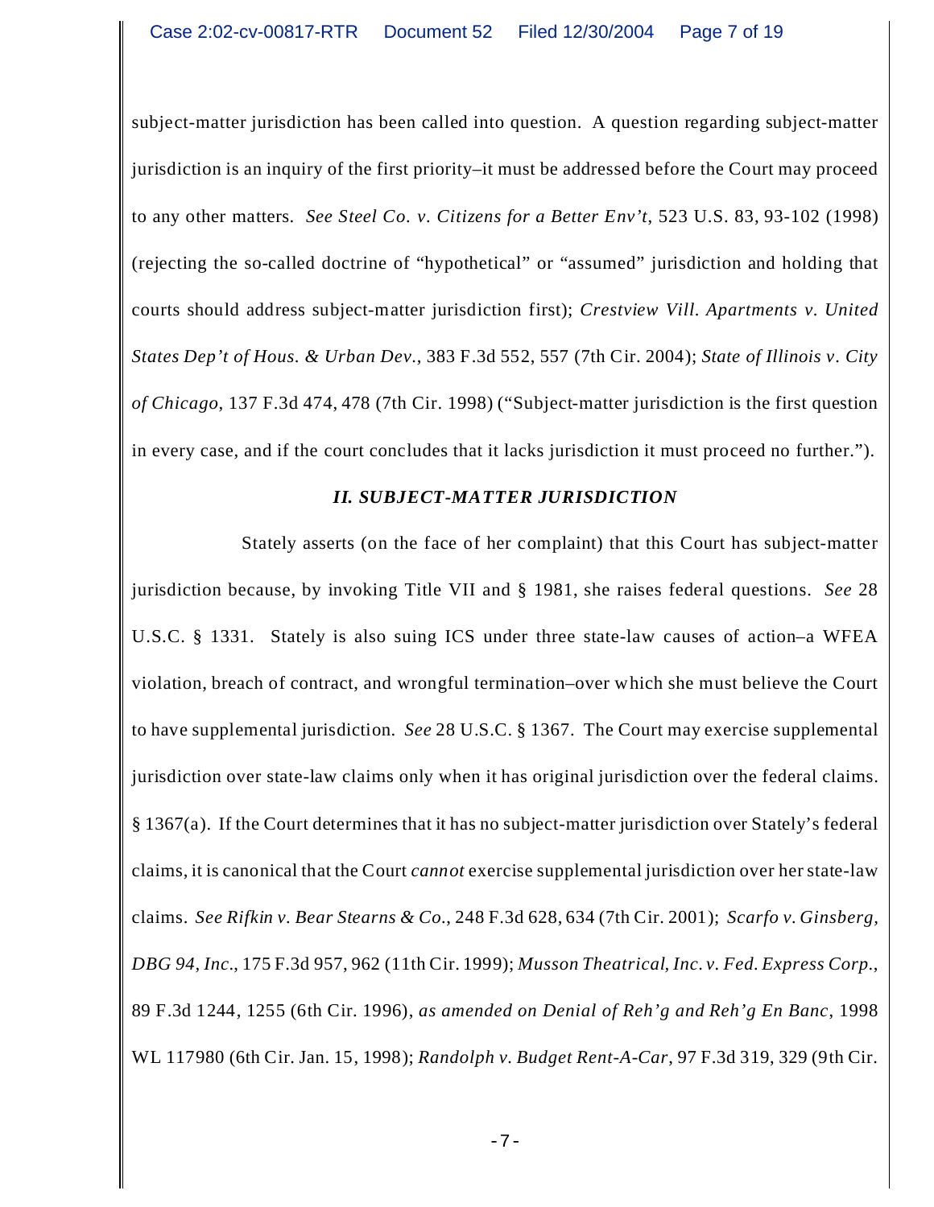subject-matter jurisdiction has been called into question. A question regarding subject-matter jurisdiction is an inquiry of the first priority–it must be addressed before the Court may proceed to any other matters. *See Steel Co. v. Citizens for a Better Env't*, 523 U.S. 83, 93-102 (1998) (rejecting the so-called doctrine of "hypothetical" or "assumed" jurisdiction and holding that courts should address subject-matter jurisdiction first); *Crestview Vill. Apartments v. United States Dep't of Hous. & Urban Dev.*, 383 F.3d 552, 557 (7th Cir. 2004); *State of Illinois v. City of Chicago*, 137 F.3d 474, 478 (7th Cir. 1998) ("Subject-matter jurisdiction is the first question in every case, and if the court concludes that it lacks jurisdiction it must proceed no further.").

## *II. SUBJECT-MATTER JURISDICTION*

Stately asserts (on the face of her complaint) that this Court has subject-matter jurisdiction because, by invoking Title VII and § 1981, she raises federal questions. *See* 28 U.S.C. § 1331. Stately is also suing ICS under three state-law causes of action–a WFEA violation, breach of contract, and wrongful termination–over which she must believe the Court to have supplemental jurisdiction. *See* 28 U.S.C. § 1367. The Court may exercise supplemental jurisdiction over state-law claims only when it has original jurisdiction over the federal claims. § 1367(a). If the Court determines that it has no subject-matter jurisdiction over Stately's federal claims, it is canonical that the Court *cannot* exercise supplemental jurisdiction over her state-law claims. *See Rifkin v. Bear Stearns & Co.*, 248 F.3d 628, 634 (7th Cir. 2001); *Scarfo v. Ginsberg, DBG 94, Inc.*, 175 F.3d 957, 962 (11th Cir. 1999); *Musson Theatrical, Inc. v. Fed. Express Corp.*, 89 F.3d 1244, 1255 (6th Cir. 1996), *as amended on Denial of Reh'g and Reh'g En Banc*, 1998 WL 117980 (6th Cir. Jan. 15, 1998); *Randolph v. Budget Rent-A-Car*, 97 F.3d 319, 329 (9th Cir.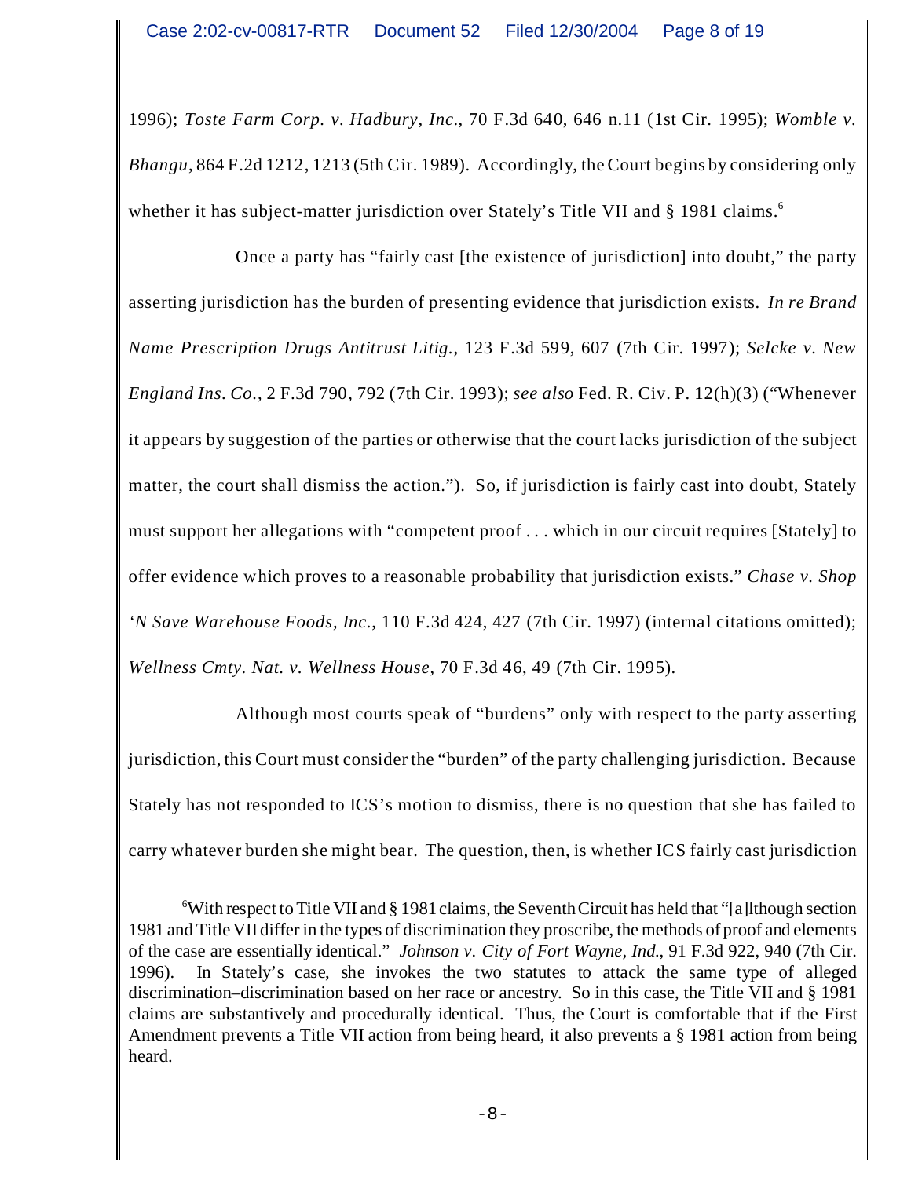1996); *Toste Farm Corp. v. Hadbury, Inc.*, 70 F.3d 640, 646 n.11 (1st Cir. 1995); *Womble v. Bhangu*, 864 F.2d 1212, 1213 (5th Cir. 1989). Accordingly, the Court begins by considering only whether it has subject-matter jurisdiction over Stately's Title VII and § 1981 claims.[6]

Once a party has "fairly cast [the existence of jurisdiction] into doubt," the party asserting jurisdiction has the burden of presenting evidence that jurisdiction exists. *In re Brand Name Prescription Drugs Antitrust Litig.*, 123 F.3d 599, 607 (7th Cir. 1997); *Selcke v. New England Ins. Co.*, 2 F.3d 790, 792 (7th Cir. 1993); *see also* Fed. R. Civ. P. 12(h)(3) ("Whenever it appears by suggestion of the parties or otherwise that the court lacks jurisdiction of the subject matter, the court shall dismiss the action."). So, if jurisdiction is fairly cast into doubt, Stately must support her allegations with "competent proof . . . which in our circuit requires [Stately] to offer evidence which proves to a reasonable probability that jurisdiction exists." *Chase v. Shop 'N Save Warehouse Foods, Inc.*, 110 F.3d 424, 427 (7th Cir. 1997) (internal citations omitted); *Wellness Cmty. Nat. v. Wellness House*, 70 F.3d 46, 49 (7th Cir. 1995).

Although most courts speak of "burdens" only with respect to the party asserting jurisdiction, this Court must consider the "burden" of the party challenging jurisdiction. Because Stately has not responded to ICS's motion to dismiss, there is no question that she has failed to carry whatever burden she might bear. The question, then, is whether ICS fairly cast jurisdiction

---

[6]With respect to Title VII and § 1981 claims, the Seventh Circuit has held that "[a]lthough section 1981 and Title VII differ in the types of discrimination they proscribe, the methods of proof and elements of the case are essentially identical." *Johnson v. City of Fort Wayne, Ind.*, 91 F.3d 922, 940 (7th Cir. 1996). In Stately's case, she invokes the two statutes to attack the same type of alleged discrimination–discrimination based on her race or ancestry. So in this case, the Title VII and § 1981 claims are substantively and procedurally identical. Thus, the Court is comfortable that if the First Amendment prevents a Title VII action from being heard, it also prevents a § 1981 action from being heard.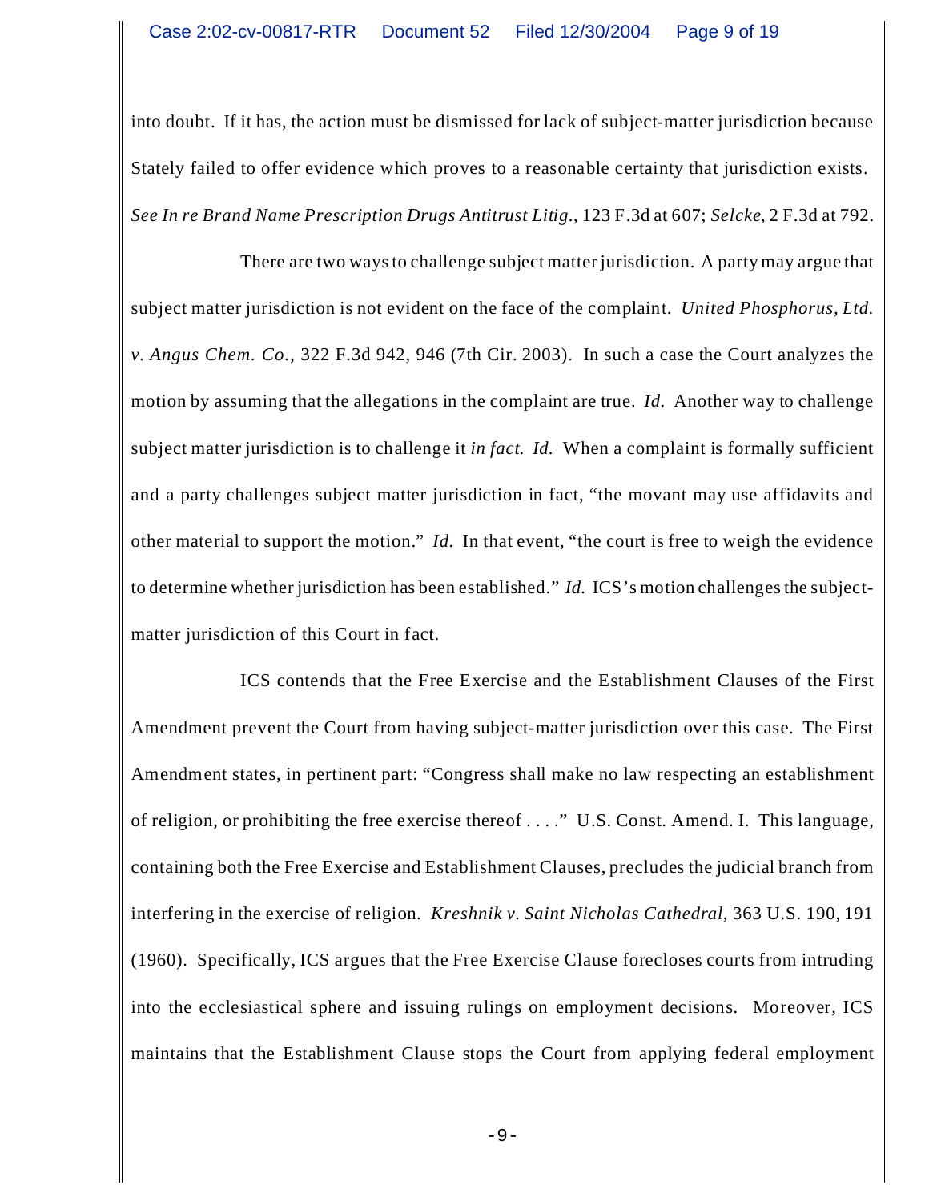into doubt. If it has, the action must be dismissed for lack of subject-matter jurisdiction because Stately failed to offer evidence which proves to a reasonable certainty that jurisdiction exists. *See In re Brand Name Prescription Drugs Antitrust Litig.*, 123 F.3d at 607; *Selcke*, 2 F.3d at 792.

There are two ways to challenge subject matter jurisdiction. A party may argue that subject matter jurisdiction is not evident on the face of the complaint. *United Phosphorus, Ltd. v. Angus Chem. Co.*, 322 F.3d 942, 946 (7th Cir. 2003). In such a case the Court analyzes the motion by assuming that the allegations in the complaint are true. *Id.* Another way to challenge subject matter jurisdiction is to challenge it *in fact*. *Id.* When a complaint is formally sufficient and a party challenges subject matter jurisdiction in fact, "the movant may use affidavits and other material to support the motion." *Id.* In that event, "the court is free to weigh the evidence to determine whether jurisdiction has been established." *Id.* ICS's motion challenges the subject-matter jurisdiction of this Court in fact.

ICS contends that the Free Exercise and the Establishment Clauses of the First Amendment prevent the Court from having subject-matter jurisdiction over this case. The First Amendment states, in pertinent part: "Congress shall make no law respecting an establishment of religion, or prohibiting the free exercise thereof . . . ." U.S. Const. Amend. I. This language, containing both the Free Exercise and Establishment Clauses, precludes the judicial branch from interfering in the exercise of religion. *Kreshnik v. Saint Nicholas Cathedral*, 363 U.S. 190, 191 (1960). Specifically, ICS argues that the Free Exercise Clause forecloses courts from intruding into the ecclesiastical sphere and issuing rulings on employment decisions. Moreover, ICS maintains that the Establishment Clause stops the Court from applying federal employment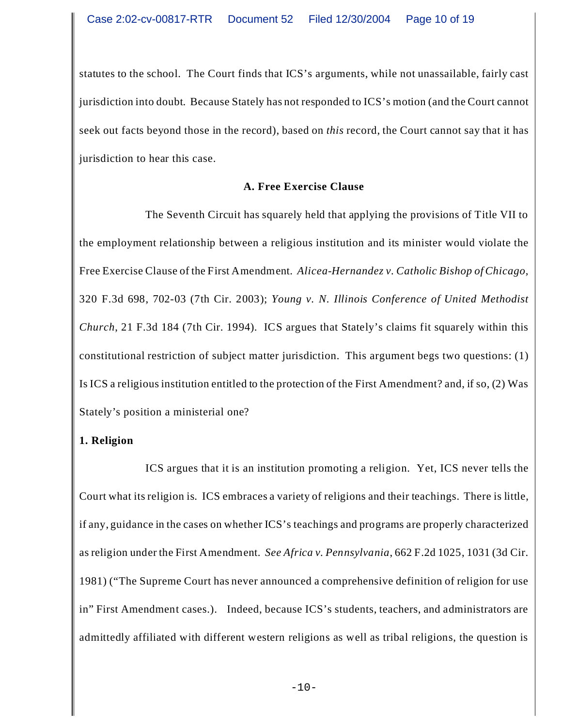statutes to the school. The Court finds that ICS's arguments, while not unassailable, fairly cast jurisdiction into doubt. Because Stately has not responded to ICS's motion (and the Court cannot seek out facts beyond those in the record), based on *this* record, the Court cannot say that it has jurisdiction to hear this case.

### A. Free Exercise Clause

The Seventh Circuit has squarely held that applying the provisions of Title VII to the employment relationship between a religious institution and its minister would violate the Free Exercise Clause of the First Amendment. *Alicea-Hernandez v. Catholic Bishop of Chicago*, 320 F.3d 698, 702-03 (7th Cir. 2003); *Young v. N. Illinois Conference of United Methodist Church*, 21 F.3d 184 (7th Cir. 1994). ICS argues that Stately's claims fit squarely within this constitutional restriction of subject matter jurisdiction. This argument begs two questions: (1) Is ICS a religious institution entitled to the protection of the First Amendment? and, if so, (2) Was Stately's position a ministerial one?

#### 1. Religion

ICS argues that it is an institution promoting a religion. Yet, ICS never tells the Court what its religion is. ICS embraces a variety of religions and their teachings. There is little, if any, guidance in the cases on whether ICS's teachings and programs are properly characterized as religion under the First Amendment. *See Africa v. Pennsylvania*, 662 F.2d 1025, 1031 (3d Cir. 1981) ("The Supreme Court has never announced a comprehensive definition of religion for use in" First Amendment cases.). Indeed, because ICS's students, teachers, and administrators are admittedly affiliated with different western religions as well as tribal religions, the question is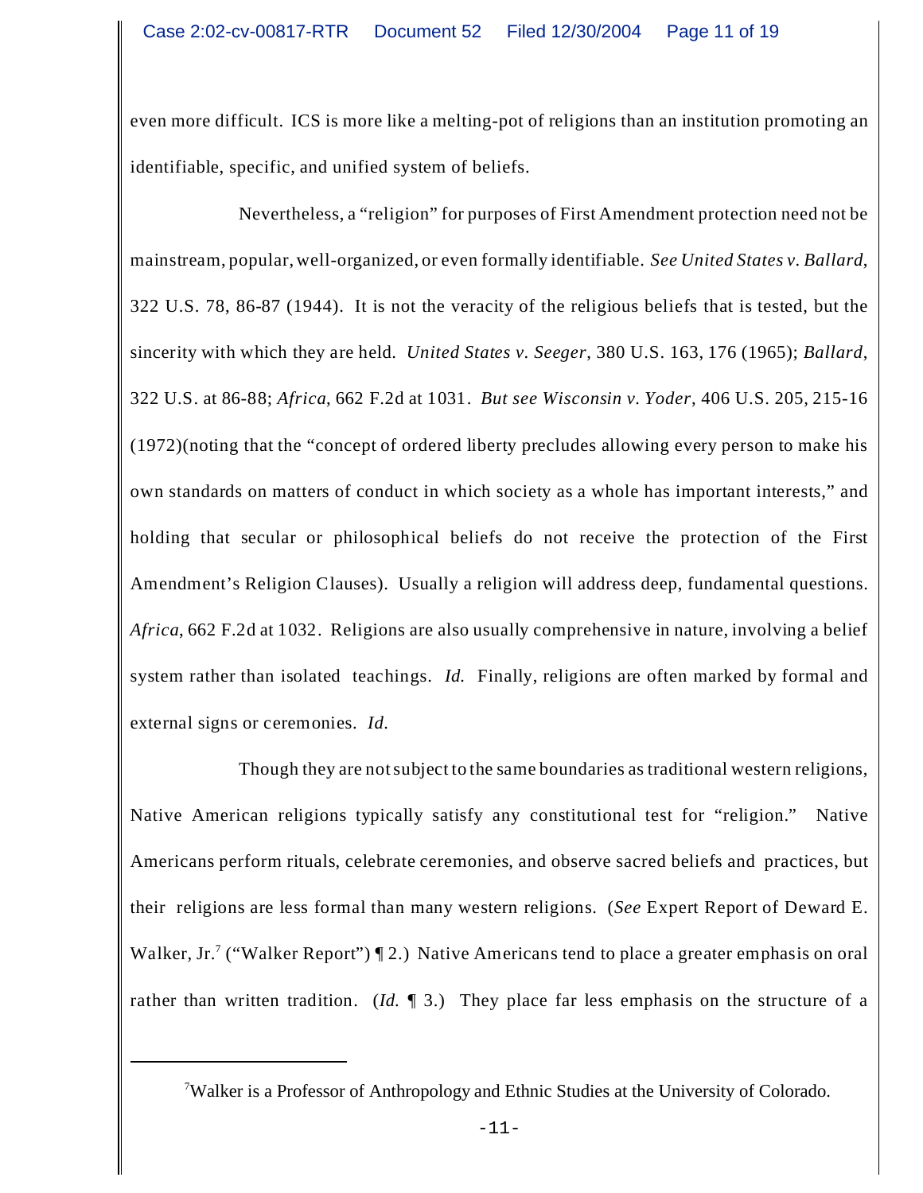even more difficult. ICS is more like a melting-pot of religions than an institution promoting an identifiable, specific, and unified system of beliefs.

Nevertheless, a "religion" for purposes of First Amendment protection need not be mainstream, popular, well-organized, or even formally identifiable. *See United States v. Ballard*, 322 U.S. 78, 86-87 (1944). It is not the veracity of the religious beliefs that is tested, but the sincerity with which they are held. *United States v. Seeger*, 380 U.S. 163, 176 (1965); *Ballard*, 322 U.S. at 86-88; *Africa*, 662 F.2d at 1031. *But see Wisconsin v. Yoder*, 406 U.S. 205, 215-16 (1972)(noting that the "concept of ordered liberty precludes allowing every person to make his own standards on matters of conduct in which society as a whole has important interests," and holding that secular or philosophical beliefs do not receive the protection of the First Amendment's Religion Clauses). Usually a religion will address deep, fundamental questions. *Africa*, 662 F.2d at 1032. Religions are also usually comprehensive in nature, involving a belief system rather than isolated teachings. *Id.* Finally, religions are often marked by formal and external signs or ceremonies. *Id.*

Though they are not subject to the same boundaries as traditional western religions, Native American religions typically satisfy any constitutional test for "religion." Native Americans perform rituals, celebrate ceremonies, and observe sacred beliefs and practices, but their religions are less formal than many western religions. (*See* Expert Report of Deward E. Walker, Jr.[7] ("Walker Report") ¶ 2.) Native Americans tend to place a greater emphasis on oral rather than written tradition. (*Id.* ¶ 3.) They place far less emphasis on the structure of a

[7] Walker is a Professor of Anthropology and Ethnic Studies at the University of Colorado.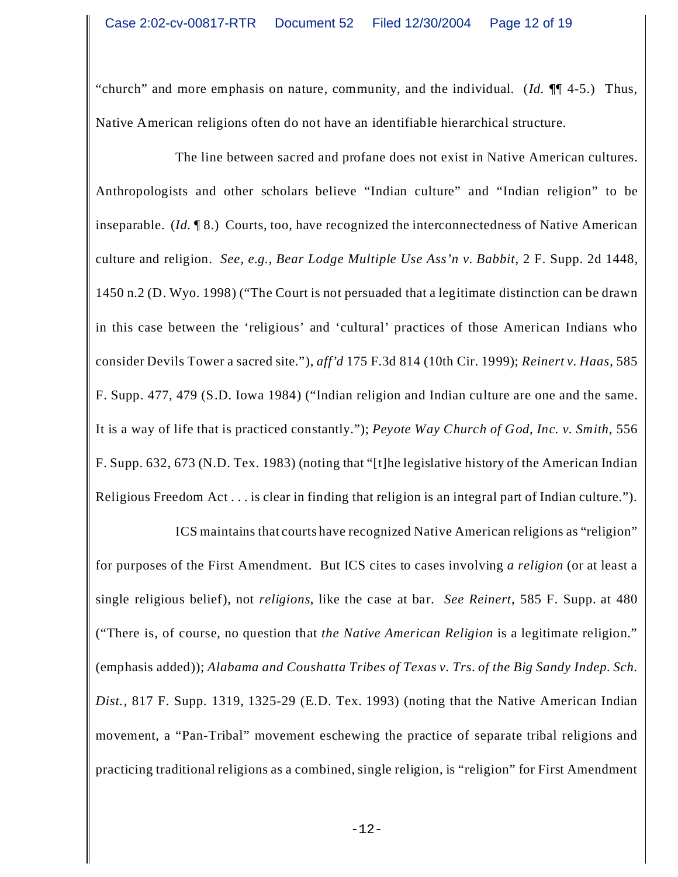"church" and more emphasis on nature, community, and the individual. (*Id.* ¶¶ 4-5.) Thus, Native American religions often do not have an identifiable hierarchical structure.

The line between sacred and profane does not exist in Native American cultures. Anthropologists and other scholars believe "Indian culture" and "Indian religion" to be inseparable. (*Id.* ¶ 8.) Courts, too, have recognized the interconnectedness of Native American culture and religion. *See, e.g., Bear Lodge Multiple Use Ass'n v. Babbit*, 2 F. Supp. 2d 1448, 1450 n.2 (D. Wyo. 1998) ("The Court is not persuaded that a legitimate distinction can be drawn in this case between the 'religious' and 'cultural' practices of those American Indians who consider Devils Tower a sacred site."), *aff'd* 175 F.3d 814 (10th Cir. 1999); *Reinert v. Haas*, 585 F. Supp. 477, 479 (S.D. Iowa 1984) ("Indian religion and Indian culture are one and the same. It is a way of life that is practiced constantly."); *Peyote Way Church of God, Inc. v. Smith*, 556 F. Supp. 632, 673 (N.D. Tex. 1983) (noting that "[t]he legislative history of the American Indian Religious Freedom Act . . . is clear in finding that religion is an integral part of Indian culture.").

ICS maintains that courts have recognized Native American religions as "religion" for purposes of the First Amendment. But ICS cites to cases involving *a religion* (or at least a single religious belief), not *religions*, like the case at bar. *See Reinert*, 585 F. Supp. at 480 ("There is, of course, no question that *the Native American Religion* is a legitimate religion." (emphasis added)); *Alabama and Coushatta Tribes of Texas v. Trs. of the Big Sandy Indep. Sch. Dist.*, 817 F. Supp. 1319, 1325-29 (E.D. Tex. 1993) (noting that the Native American Indian movement, a "Pan-Tribal" movement eschewing the practice of separate tribal religions and practicing traditional religions as a combined, single religion, is "religion" for First Amendment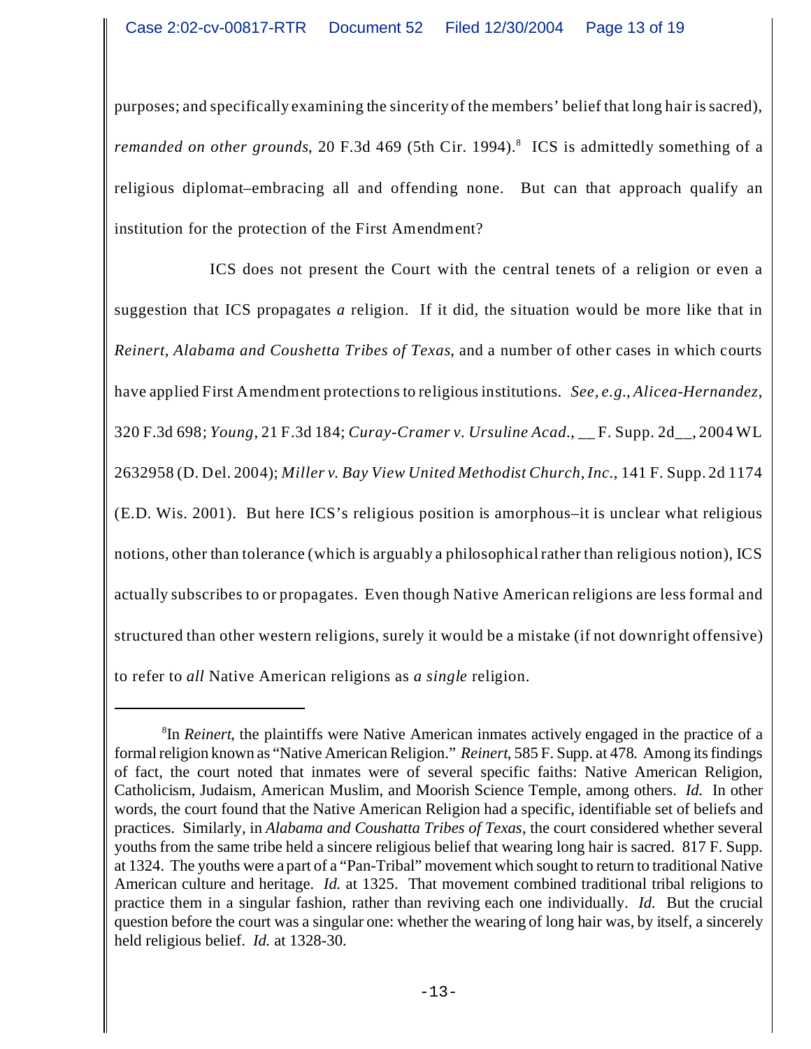purposes; and specifically examining the sincerity of the members' belief that long hair is sacred), *remanded on other grounds*, 20 F.3d 469 (5th Cir. 1994).[8] ICS is admittedly something of a religious diplomat–embracing all and offending none. But can that approach qualify an institution for the protection of the First Amendment?

ICS does not present the Court with the central tenets of a religion or even a suggestion that ICS propagates *a* religion. If it did, the situation would be more like that in *Reinert*, *Alabama and Coushetta Tribes of Texas*, and a number of other cases in which courts have applied First Amendment protections to religious institutions. *See, e.g.*, *Alicea-Hernandez*, 320 F.3d 698; *Young*, 21 F.3d 184; *Curay-Cramer v. Ursuline Acad.*, __ F. Supp. 2d__, 2004 WL 2632958 (D. Del. 2004); *Miller v. Bay View United Methodist Church, Inc.*, 141 F. Supp. 2d 1174 (E.D. Wis. 2001). But here ICS's religious position is amorphous–it is unclear what religious notions, other than tolerance (which is arguably a philosophical rather than religious notion), ICS actually subscribes to or propagates. Even though Native American religions are less formal and structured than other western religions, surely it would be a mistake (if not downright offensive) to refer to *all* Native American religions as *a single* religion.

---

[8]In *Reinert*, the plaintiffs were Native American inmates actively engaged in the practice of a formal religion known as "Native American Religion." *Reinert*, 585 F. Supp. at 478. Among its findings of fact, the court noted that inmates were of several specific faiths: Native American Religion, Catholicism, Judaism, American Muslim, and Moorish Science Temple, among others. *Id.* In other words, the court found that the Native American Religion had a specific, identifiable set of beliefs and practices. Similarly, in *Alabama and Coushatta Tribes of Texas*, the court considered whether several youths from the same tribe held a sincere religious belief that wearing long hair is sacred. 817 F. Supp. at 1324. The youths were a part of a "Pan-Tribal" movement which sought to return to traditional Native American culture and heritage. *Id.* at 1325. That movement combined traditional tribal religions to practice them in a singular fashion, rather than reviving each one individually. *Id.* But the crucial question before the court was a singular one: whether the wearing of long hair was, by itself, a sincerely held religious belief. *Id.* at 1328-30.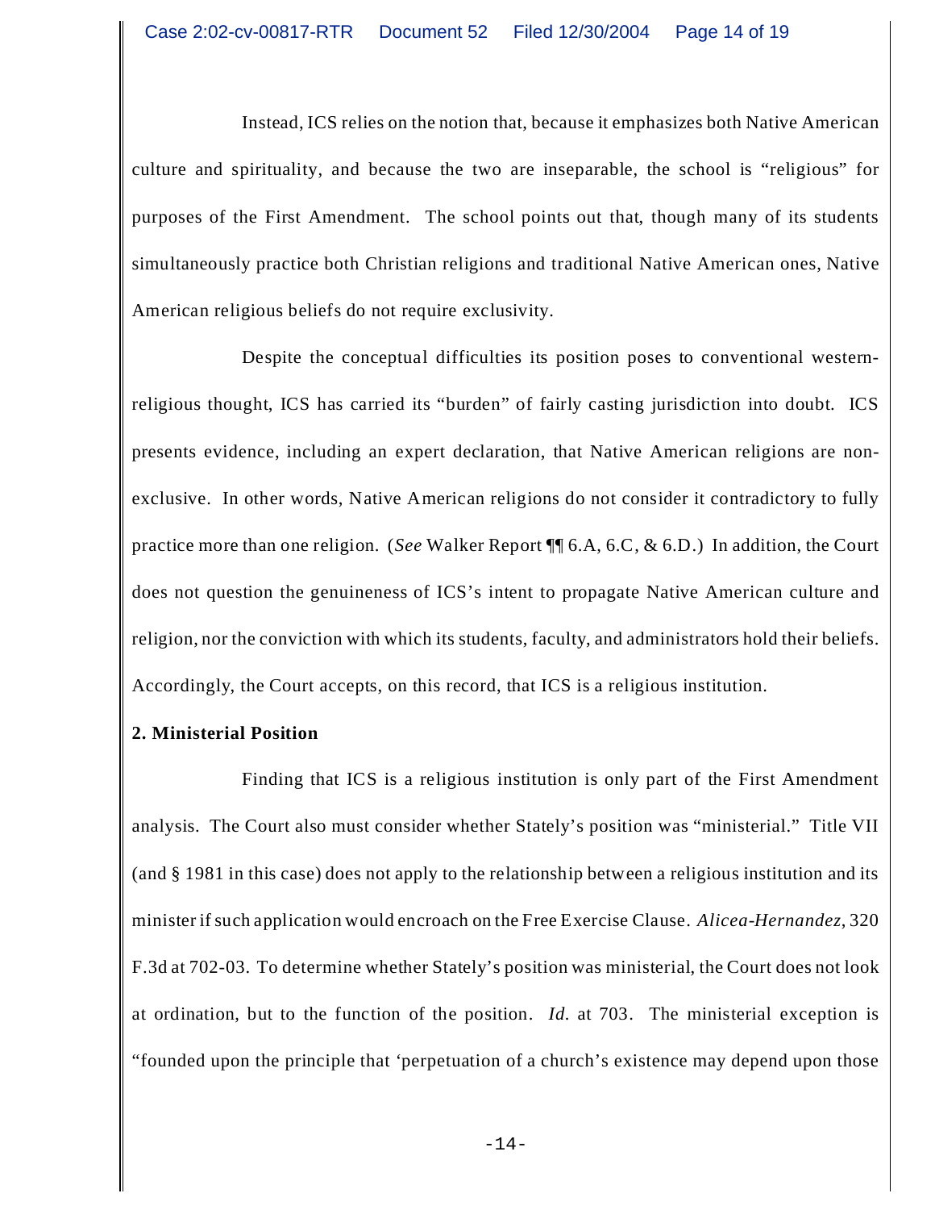Instead, ICS relies on the notion that, because it emphasizes both Native American culture and spirituality, and because the two are inseparable, the school is "religious" for purposes of the First Amendment. The school points out that, though many of its students simultaneously practice both Christian religions and traditional Native American ones, Native American religious beliefs do not require exclusivity.

Despite the conceptual difficulties its position poses to conventional western-religious thought, ICS has carried its "burden" of fairly casting jurisdiction into doubt. ICS presents evidence, including an expert declaration, that Native American religions are non-exclusive. In other words, Native American religions do not consider it contradictory to fully practice more than one religion. (*See* Walker Report ¶¶ 6.A, 6.C, & 6.D.) In addition, the Court does not question the genuineness of ICS's intent to propagate Native American culture and religion, nor the conviction with which its students, faculty, and administrators hold their beliefs. Accordingly, the Court accepts, on this record, that ICS is a religious institution.

**2. Ministerial Position**

Finding that ICS is a religious institution is only part of the First Amendment analysis. The Court also must consider whether Stately's position was "ministerial." Title VII (and § 1981 in this case) does not apply to the relationship between a religious institution and its minister if such application would encroach on the Free Exercise Clause. *Alicea-Hernandez*, 320 F.3d at 702-03. To determine whether Stately's position was ministerial, the Court does not look at ordination, but to the function of the position. *Id.* at 703. The ministerial exception is "founded upon the principle that 'perpetuation of a church's existence may depend upon those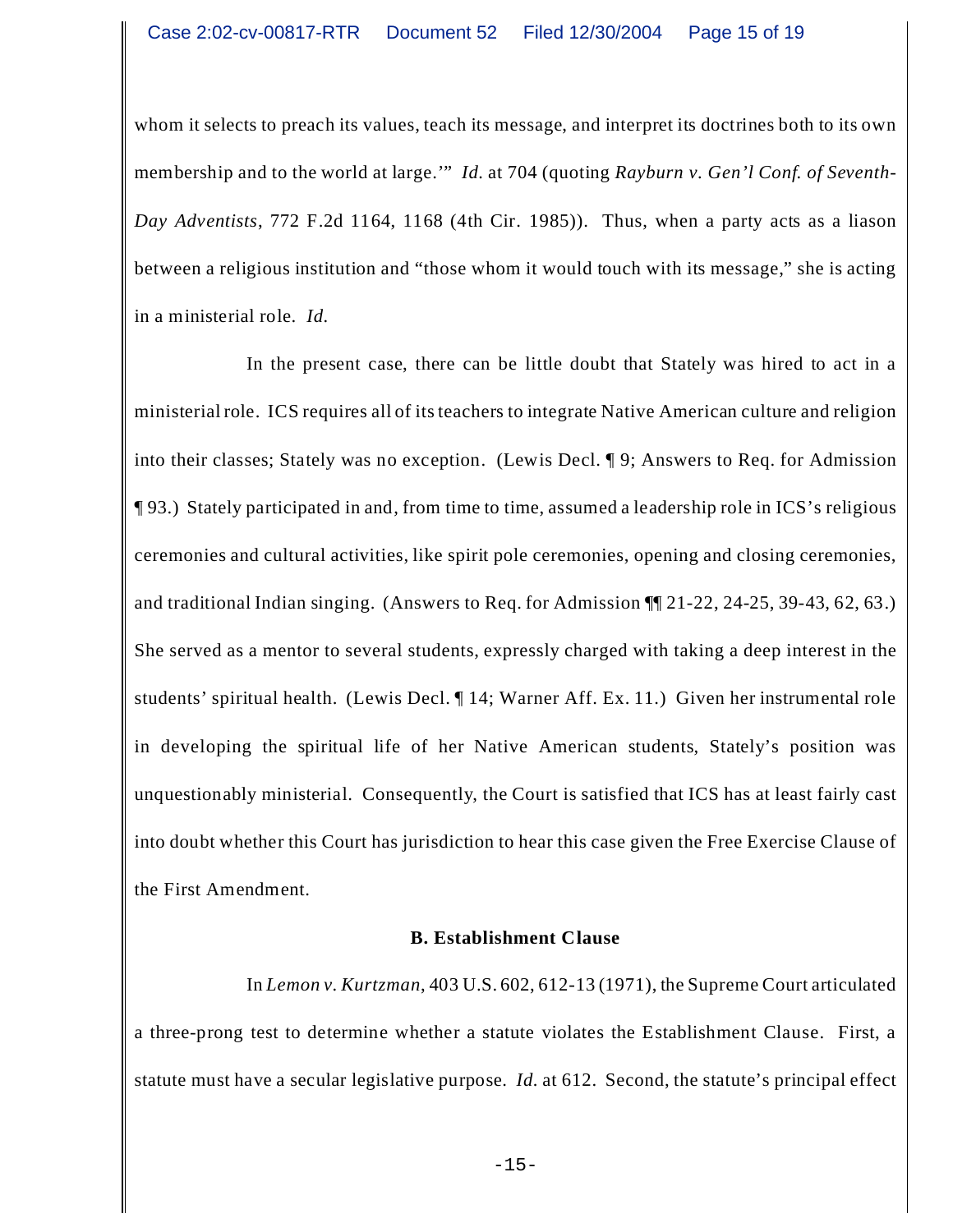whom it selects to preach its values, teach its message, and interpret its doctrines both to its own membership and to the world at large.'" *Id.* at 704 (quoting *Rayburn v. Gen'l Conf. of Seventh-Day Adventists*, 772 F.2d 1164, 1168 (4th Cir. 1985)). Thus, when a party acts as a liason between a religious institution and "those whom it would touch with its message," she is acting in a ministerial role. *Id.*

In the present case, there can be little doubt that Stately was hired to act in a ministerial role. ICS requires all of its teachers to integrate Native American culture and religion into their classes; Stately was no exception. (Lewis Decl. ¶ 9; Answers to Req. for Admission ¶ 93.) Stately participated in and, from time to time, assumed a leadership role in ICS's religious ceremonies and cultural activities, like spirit pole ceremonies, opening and closing ceremonies, and traditional Indian singing. (Answers to Req. for Admission ¶¶ 21-22, 24-25, 39-43, 62, 63.) She served as a mentor to several students, expressly charged with taking a deep interest in the students' spiritual health. (Lewis Decl. ¶ 14; Warner Aff. Ex. 11.) Given her instrumental role in developing the spiritual life of her Native American students, Stately's position was unquestionably ministerial. Consequently, the Court is satisfied that ICS has at least fairly cast into doubt whether this Court has jurisdiction to hear this case given the Free Exercise Clause of the First Amendment.

**B. Establishment Clause**

In *Lemon v. Kurtzman*, 403 U.S. 602, 612-13 (1971), the Supreme Court articulated a three-prong test to determine whether a statute violates the Establishment Clause. First, a statute must have a secular legislative purpose. *Id.* at 612. Second, the statute's principal effect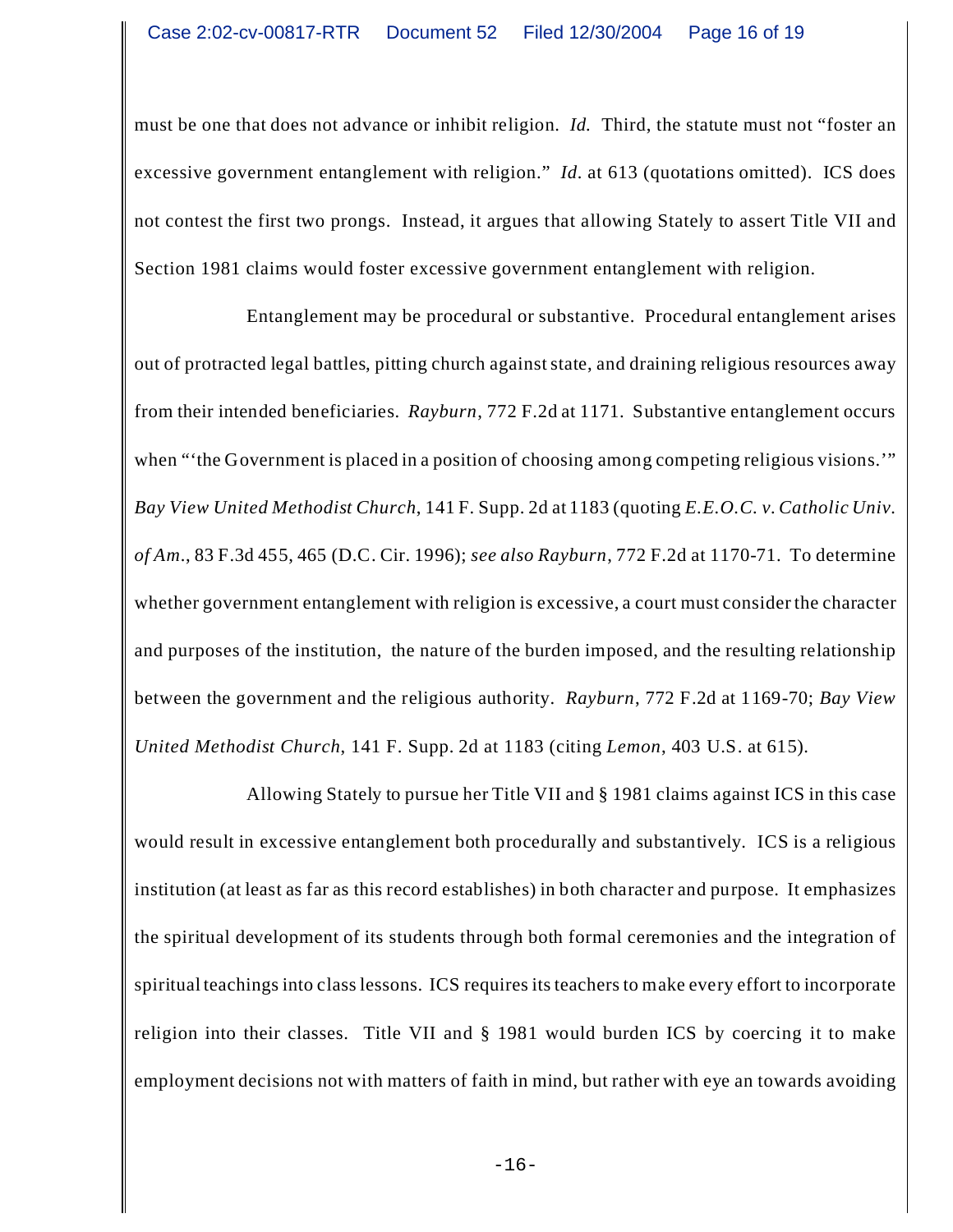must be one that does not advance or inhibit religion. *Id.* Third, the statute must not "foster an excessive government entanglement with religion." *Id.* at 613 (quotations omitted). ICS does not contest the first two prongs. Instead, it argues that allowing Stately to assert Title VII and Section 1981 claims would foster excessive government entanglement with religion.

Entanglement may be procedural or substantive. Procedural entanglement arises out of protracted legal battles, pitting church against state, and draining religious resources away from their intended beneficiaries. *Rayburn*, 772 F.2d at 1171. Substantive entanglement occurs when "'the Government is placed in a position of choosing among competing religious visions.'" *Bay View United Methodist Church*, 141 F. Supp. 2d at 1183 (quoting *E.E.O.C. v. Catholic Univ. of Am.*, 83 F.3d 455, 465 (D.C. Cir. 1996); *see also Rayburn*, 772 F.2d at 1170-71. To determine whether government entanglement with religion is excessive, a court must consider the character and purposes of the institution, the nature of the burden imposed, and the resulting relationship between the government and the religious authority. *Rayburn*, 772 F.2d at 1169-70; *Bay View United Methodist Church*, 141 F. Supp. 2d at 1183 (citing *Lemon*, 403 U.S. at 615).

Allowing Stately to pursue her Title VII and § 1981 claims against ICS in this case would result in excessive entanglement both procedurally and substantively. ICS is a religious institution (at least as far as this record establishes) in both character and purpose. It emphasizes the spiritual development of its students through both formal ceremonies and the integration of spiritual teachings into class lessons. ICS requires its teachers to make every effort to incorporate religion into their classes. Title VII and § 1981 would burden ICS by coercing it to make employment decisions not with matters of faith in mind, but rather with eye an towards avoiding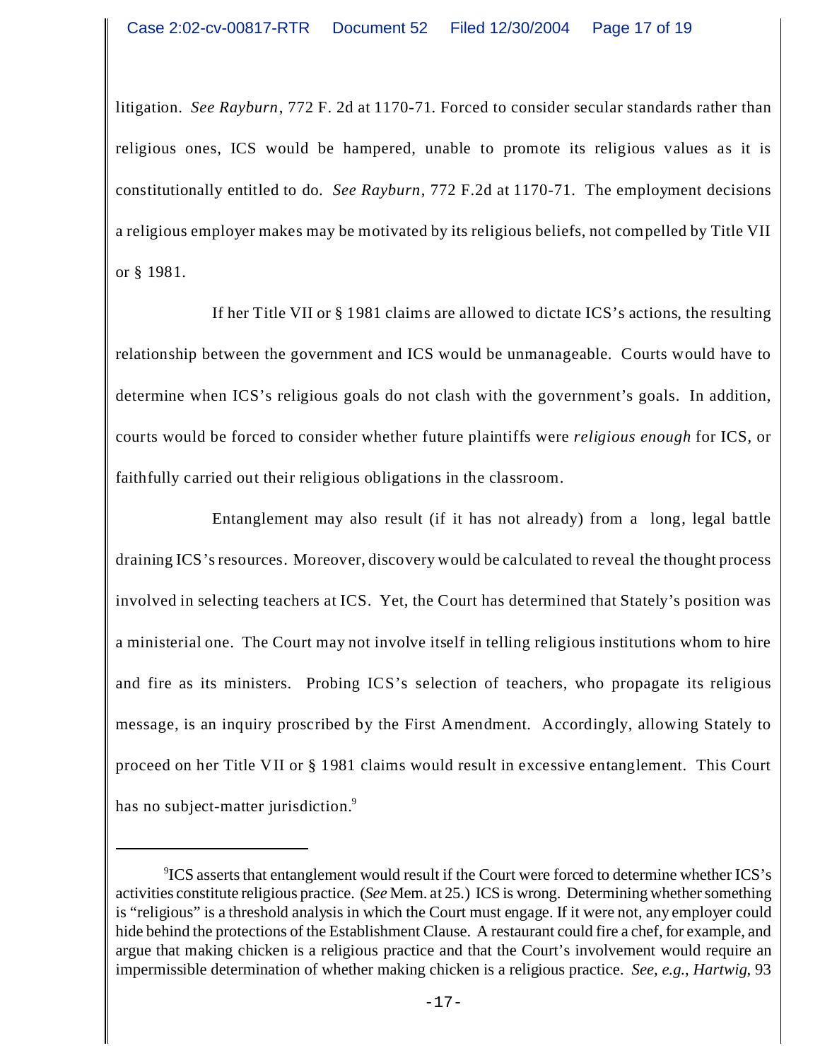litigation. *See Rayburn*, 772 F. 2d at 1170-71. Forced to consider secular standards rather than religious ones, ICS would be hampered, unable to promote its religious values as it is constitutionally entitled to do. *See Rayburn*, 772 F.2d at 1170-71. The employment decisions a religious employer makes may be motivated by its religious beliefs, not compelled by Title VII or § 1981.

If her Title VII or § 1981 claims are allowed to dictate ICS's actions, the resulting relationship between the government and ICS would be unmanageable. Courts would have to determine when ICS's religious goals do not clash with the government's goals. In addition, courts would be forced to consider whether future plaintiffs were *religious enough* for ICS, or faithfully carried out their religious obligations in the classroom.

Entanglement may also result (if it has not already) from a long, legal battle draining ICS's resources. Moreover, discovery would be calculated to reveal the thought process involved in selecting teachers at ICS. Yet, the Court has determined that Stately's position was a ministerial one. The Court may not involve itself in telling religious institutions whom to hire and fire as its ministers. Probing ICS's selection of teachers, who propagate its religious message, is an inquiry proscribed by the First Amendment. Accordingly, allowing Stately to proceed on her Title VII or § 1981 claims would result in excessive entanglement. This Court has no subject-matter jurisdiction.[9]

---

[9]ICS asserts that entanglement would result if the Court were forced to determine whether ICS's activities constitute religious practice. (*See* Mem. at 25.) ICS is wrong. Determining whether something is "religious" is a threshold analysis in which the Court must engage. If it were not, any employer could hide behind the protections of the Establishment Clause. A restaurant could fire a chef, for example, and argue that making chicken is a religious practice and that the Court's involvement would require an impermissible determination of whether making chicken is a religious practice. *See, e.g.*, *Hartwig*, 93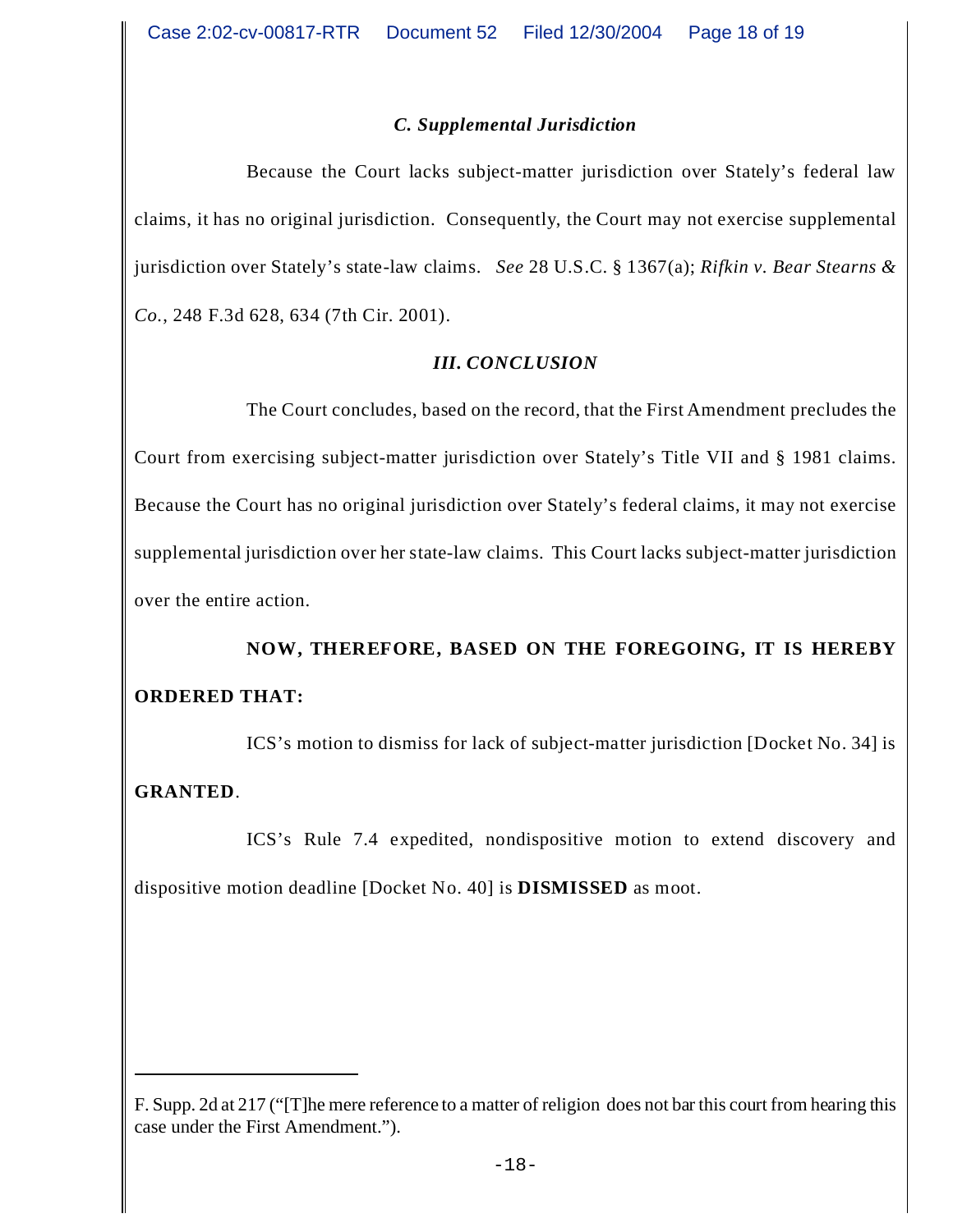### *C. Supplemental Jurisdiction*

Because the Court lacks subject-matter jurisdiction over Stately's federal law claims, it has no original jurisdiction. Consequently, the Court may not exercise supplemental jurisdiction over Stately's state-law claims. *See* 28 U.S.C. § 1367(a); *Rifkin v. Bear Stearns & Co.*, 248 F.3d 628, 634 (7th Cir. 2001).

## *III. CONCLUSION*

The Court concludes, based on the record, that the First Amendment precludes the Court from exercising subject-matter jurisdiction over Stately's Title VII and § 1981 claims. Because the Court has no original jurisdiction over Stately's federal claims, it may not exercise supplemental jurisdiction over her state-law claims. This Court lacks subject-matter jurisdiction over the entire action.

**NOW, THEREFORE, BASED ON THE FOREGOING, IT IS HEREBY ORDERED THAT:**

ICS's motion to dismiss for lack of subject-matter jurisdiction [Docket No. 34] is **GRANTED**.

ICS's Rule 7.4 expedited, nondispositive motion to extend discovery and dispositive motion deadline [Docket No. 40] is **DISMISSED** as moot.

---

F. Supp. 2d at 217 ("[T]he mere reference to a matter of religion does not bar this court from hearing this case under the First Amendment.").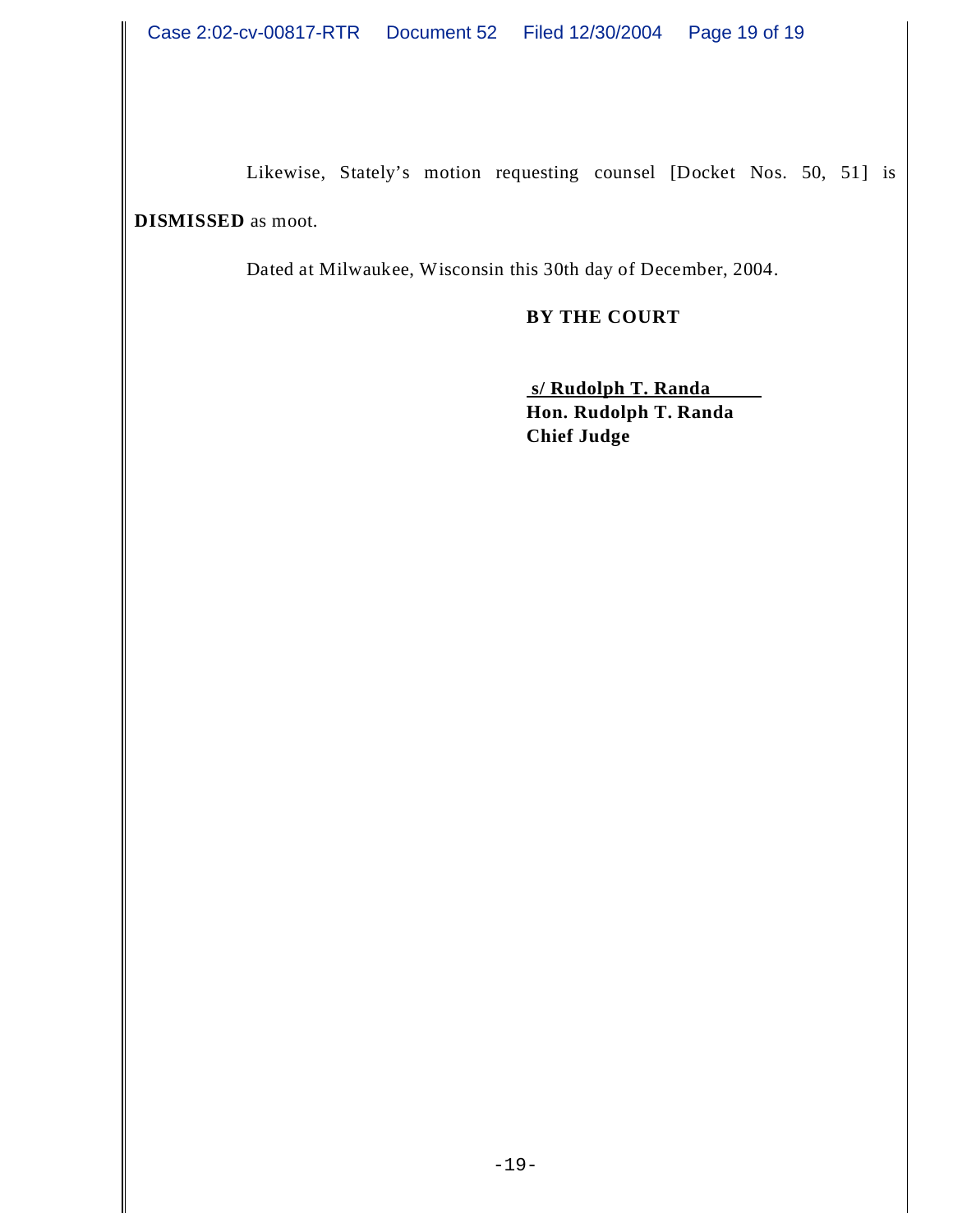Likewise, Stately's motion requesting counsel [Docket Nos. 50, 51] is **DISMISSED** as moot.

Dated at Milwaukee, Wisconsin this 30th day of December, 2004.

**BY THE COURT**

**s/ Rudolph T. Randa**
**Hon. Rudolph T. Randa**
**Chief Judge**